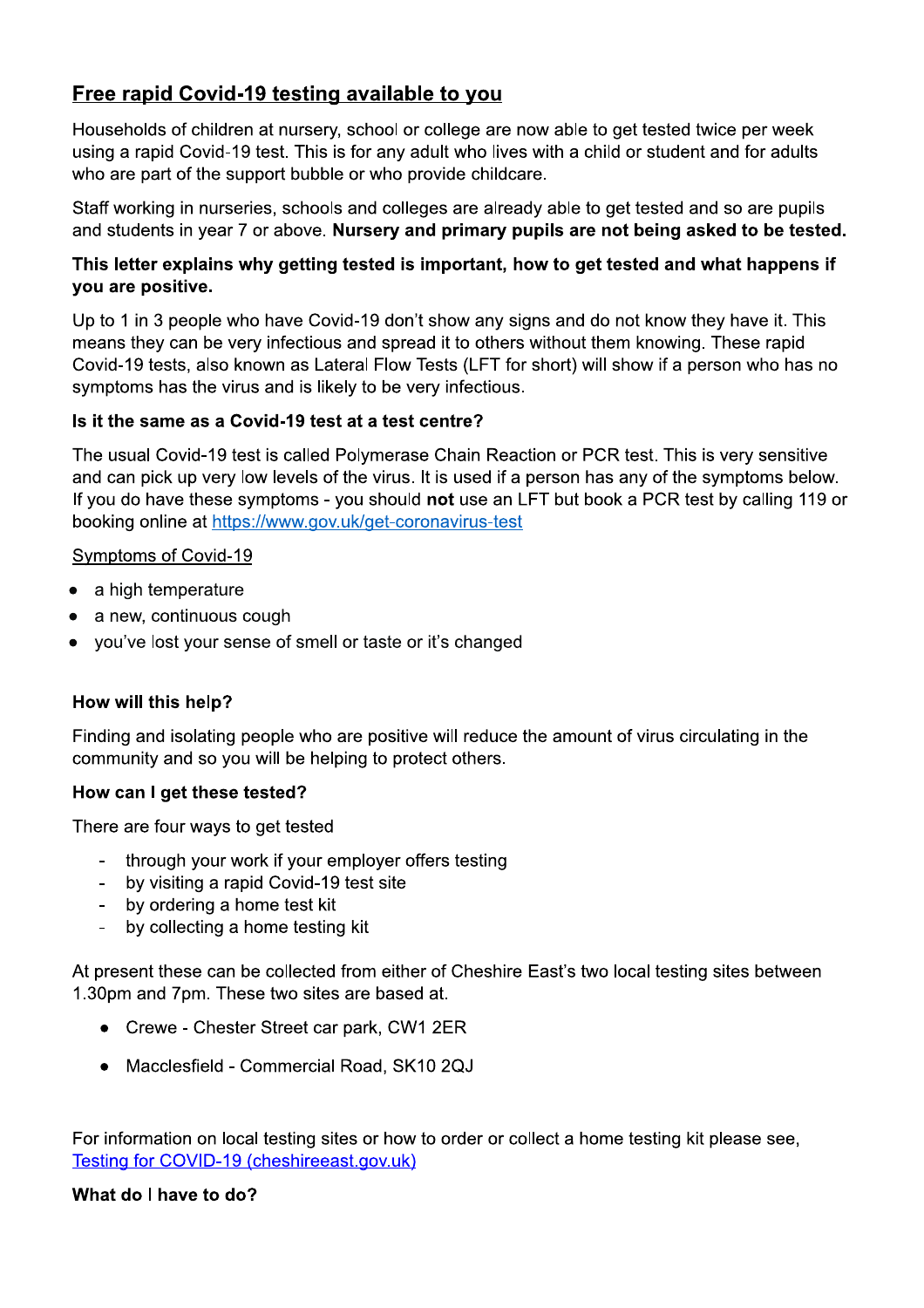## Free rapid Covid-19 testing available to you

Households of children at nursery, school or college are now able to get tested twice per week using a rapid Covid-19 test. This is for any adult who lives with a child or student and for adults who are part of the support bubble or who provide childcare.

Staff working in nurseries, schools and colleges are already able to get tested and so are pupils and students in year 7 or above. **Nursery and primary pupils are not being asked to be tested.**

**This letter explains why getting tested is important, how to get tested and what happens if you are positive.**

Up to 1 in 3 people who have Covid-19 don't show any signs and do not know they have it. This means they can be very infectious and spread it to others without them knowing. These rapid Covid-19 tests, also known as Lateral Flow Tests (LFT for short) will show if a person who has no symptoms has the virus and is likely to be very infectious.

### Is it the same as a Covid-19 test at a test centre?

The usual Covid-19 test is called Polymerase Chain Reaction or PCR test. This is very sensitive and can pick up very low levels of the virus. It is used if a person has any of the symptoms below. If you do have these symptoms - you should **not** use an LFT but book a PCR test by calling 119 or booking online at [https://www.gov.uk/get-coronavirus-test](https://www.gov.uk/get-coronavirus-test)

Symptoms of Covid-19

- a high temperature
- a new, continuous cough
- you've lost your sense of smell or taste or it's changed

### How will this help?

Finding and isolating people who are positive will reduce the amount of virus circulating in the community and so you will be helping to protect others.

### How can I get these tested?

There are four ways to get tested

- through your work if your employer offers testing
- by visiting a rapid Covid-19 test site
- by ordering a home test kit
- by collecting a home testing kit

At present these can be collected from either of Cheshire East's two local testing sites between 1.30pm and 7pm. These two sites are based at.

- Crewe - Chester Street car park, CW1 2ER
- Macclesfield - Commercial Road, SK10 2QJ

For information on local testing sites or how to order or collect a home testing kit please see, [Testing for COVID-19 (cheshireeast.gov.uk)](https://www.cheshireeast.gov.uk)

### What do I have to do?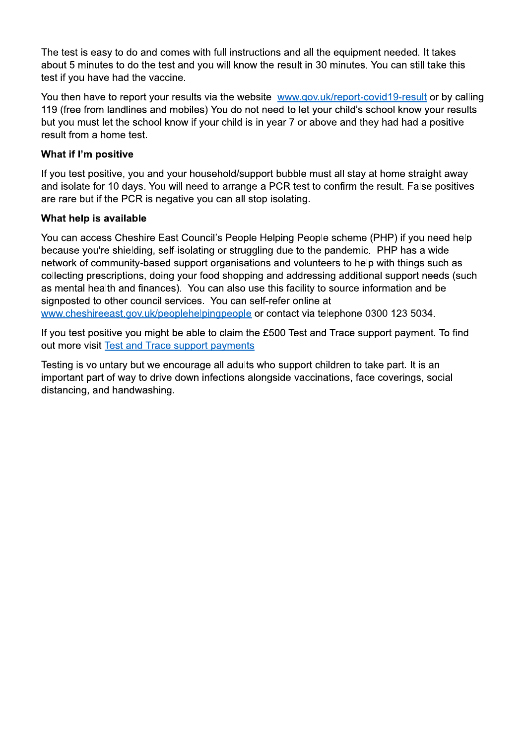The test is easy to do and comes with full instructions and all the equipment needed. It takes about 5 minutes to do the test and you will know the result in 30 minutes. You can still take this test if you have had the vaccine.

You then have to report your results via the website [www.gov.uk/report-covid19-result](http://www.gov.uk/report-covid19-result) or by calling 119 (free from landlines and mobiles) You do not need to let your child's school know your results but you must let the school know if your child is in year 7 or above and they had had a positive result from a home test.

**What if I'm positive**

If you test positive, you and your household/support bubble must all stay at home straight away and isolate for 10 days. You will need to arrange a PCR test to confirm the result. False positives are rare but if the PCR is negative you can all stop isolating.

**What help is available**

You can access Cheshire East Council's People Helping People scheme (PHP) if you need help because you're shielding, self-isolating or struggling due to the pandemic. PHP has a wide network of community-based support organisations and volunteers to help with things such as collecting prescriptions, doing your food shopping and addressing additional support needs (such as mental health and finances). You can also use this facility to source information and be signposted to other council services. You can self-refer online at [www.cheshireeast.gov.uk/peoplehelpingpeople](http://www.cheshireeast.gov.uk/peoplehelpingpeople) or contact via telephone 0300 123 5034.

If you test positive you might be able to claim the £500 Test and Trace support payment. To find out more visit Test and Trace support payments

Testing is voluntary but we encourage all adults who support children to take part. It is an important part of way to drive down infections alongside vaccinations, face coverings, social distancing, and handwashing.